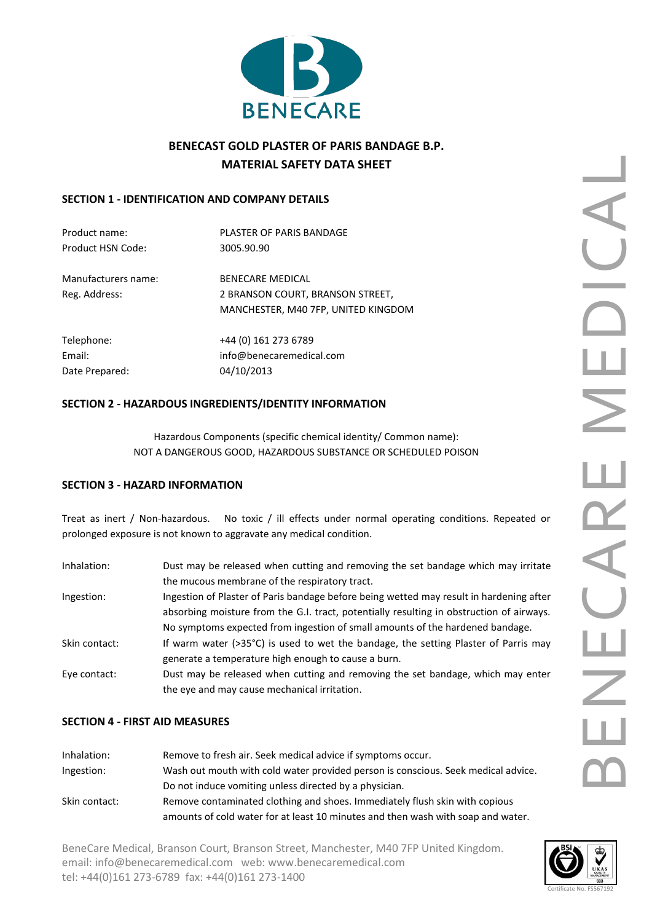# BENECAST GOLD PLASTER OF PARIS BANDAGE B.P.
# MATERIAL SAFETY DATA SHEET

## SECTION 1 - IDENTIFICATION AND COMPANY DETAILS

| | |
|---|---|
| Product name: | PLASTER OF PARIS BANDAGE |
| Product HSN Code: | 3005.90.90 |
| Manufacturers name: | BENECARE MEDICAL |
| Reg. Address: | 2 BRANSON COURT, BRANSON STREET, MANCHESTER, M40 7FP, UNITED KINGDOM |
| Telephone: | +44 (0) 161 273 6789 |
| Email: | info@benecaremedical.com |
| Date Prepared: | 04/10/2013 |

## SECTION 2 - HAZARDOUS INGREDIENTS/IDENTITY INFORMATION

Hazardous Components (specific chemical identity/ Common name):
NOT A DANGEROUS GOOD, HAZARDOUS SUBSTANCE OR SCHEDULED POISON

## SECTION 3 - HAZARD INFORMATION

Treat as inert / Non-hazardous. No toxic / ill effects under normal operating conditions. Repeated or prolonged exposure is not known to aggravate any medical condition.

| | |
|---|---|
| Inhalation: | Dust may be released when cutting and removing the set bandage which may irritate the mucous membrane of the respiratory tract. |
| Ingestion: | Ingestion of Plaster of Paris bandage before being wetted may result in hardening after absorbing moisture from the G.I. tract, potentially resulting in obstruction of airways. No symptoms expected from ingestion of small amounts of the hardened bandage. |
| Skin contact: | If warm water (>35°C) is used to wet the bandage, the setting Plaster of Paris may generate a temperature high enough to cause a burn. |
| Eye contact: | Dust may be released when cutting and removing the set bandage, which may enter the eye and may cause mechanical irritation. |

## SECTION 4 - FIRST AID MEASURES

| | |
|---|---|
| Inhalation: | Remove to fresh air. Seek medical advice if symptoms occur. |
| Ingestion: | Wash out mouth with cold water provided person is conscious. Seek medical advice. Do not induce vomiting unless directed by a physician. |
| Skin contact: | Remove contaminated clothing and shoes. Immediately flush skin with copious amounts of cold water for at least 10 minutes and then wash with soap and water. |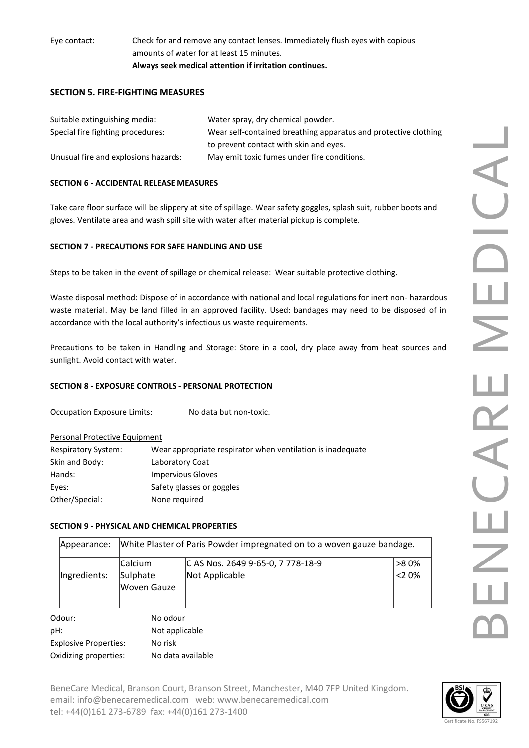Eye contact: Check for and remove any contact lenses. Immediately flush eyes with copious amounts of water for at least 15 minutes.
**Always seek medical attention if irritation continues.**

## SECTION 5. FIRE-FIGHTING MEASURES

Suitable extinguishing media: Water spray, dry chemical powder.

Special fire fighting procedures: Wear self-contained breathing apparatus and protective clothing to prevent contact with skin and eyes.

Unusual fire and explosions hazards: May emit toxic fumes under fire conditions.

## SECTION 6 - ACCIDENTAL RELEASE MEASURES

Take care floor surface will be slippery at site of spillage. Wear safety goggles, splash suit, rubber boots and gloves. Ventilate area and wash spill site with water after material pickup is complete.

## SECTION 7 - PRECAUTIONS FOR SAFE HANDLING AND USE

Steps to be taken in the event of spillage or chemical release: Wear suitable protective clothing.

Waste disposal method: Dispose of in accordance with national and local regulations for inert non- hazardous waste material. May be land filled in an approved facility. Used: bandages may need to be disposed of in accordance with the local authority's infectious us waste requirements.

Precautions to be taken in Handling and Storage: Store in a cool, dry place away from heat sources and sunlight. Avoid contact with water.

## SECTION 8 - EXPOSURE CONTROLS - PERSONAL PROTECTION

Occupation Exposure Limits: No data but non-toxic.

Personal Protective Equipment

Respiratory System: Wear appropriate respirator when ventilation is inadequate

Skin and Body: Laboratory Coat

Hands: Impervious Gloves

Eyes: Safety glasses or goggles

Other/Special: None required

## SECTION 9 - PHYSICAL AND CHEMICAL PROPERTIES

| Appearance: | White Plaster of Paris Powder impregnated on to a woven gauze bandage. | | |
|---|---|---|---|
| Ingredients: | Calcium Sulphate<br>Woven Gauze | C AS Nos. 2649 9-65-0, 7 778-18-9<br>Not Applicable | >8 0%<br><2 0% |

Odour: No odour

pH: Not applicable

Explosive Properties: No risk

Oxidizing properties: No data available

BeneCare Medical, Branson Court, Branson Street, Manchester, M40 7FP United Kingdom.
email: info@benecaremedical.com web: www.benecaremedical.com
tel: +44(0)161 273-6789 fax: +44(0)161 273-1400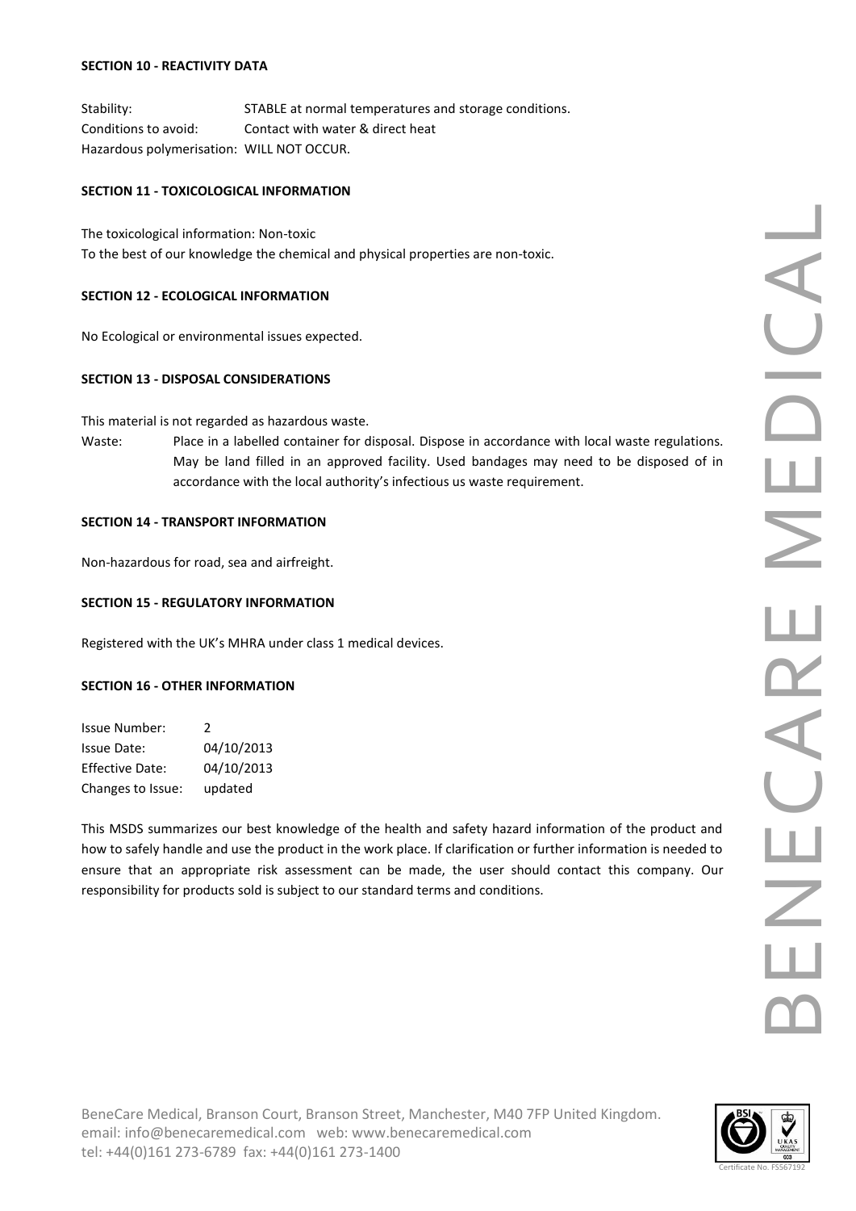**SECTION 10 - REACTIVITY DATA**

| | |
|---|---|
| Stability: | STABLE at normal temperatures and storage conditions. |
| Conditions to avoid: | Contact with water & direct heat |
| Hazardous polymerisation: | WILL NOT OCCUR. |

**SECTION 11 - TOXICOLOGICAL INFORMATION**

The toxicological information: Non-toxic
To the best of our knowledge the chemical and physical properties are non-toxic.

**SECTION 12 - ECOLOGICAL INFORMATION**

No Ecological or environmental issues expected.

**SECTION 13 - DISPOSAL CONSIDERATIONS**

This material is not regarded as hazardous waste.

Waste: Place in a labelled container for disposal. Dispose in accordance with local waste regulations. May be land filled in an approved facility. Used bandages may need to be disposed of in accordance with the local authority's infectious us waste requirement.

**SECTION 14 - TRANSPORT INFORMATION**

Non-hazardous for road, sea and airfreight.

**SECTION 15 - REGULATORY INFORMATION**

Registered with the UK's MHRA under class 1 medical devices.

**SECTION 16 - OTHER INFORMATION**

| | |
|---|---|
| Issue Number: | 2 |
| Issue Date: | 04/10/2013 |
| Effective Date: | 04/10/2013 |
| Changes to Issue: | updated |

This MSDS summarizes our best knowledge of the health and safety hazard information of the product and how to safely handle and use the product in the work place. If clarification or further information is needed to ensure that an appropriate risk assessment can be made, the user should contact this company. Our responsibility for products sold is subject to our standard terms and conditions.